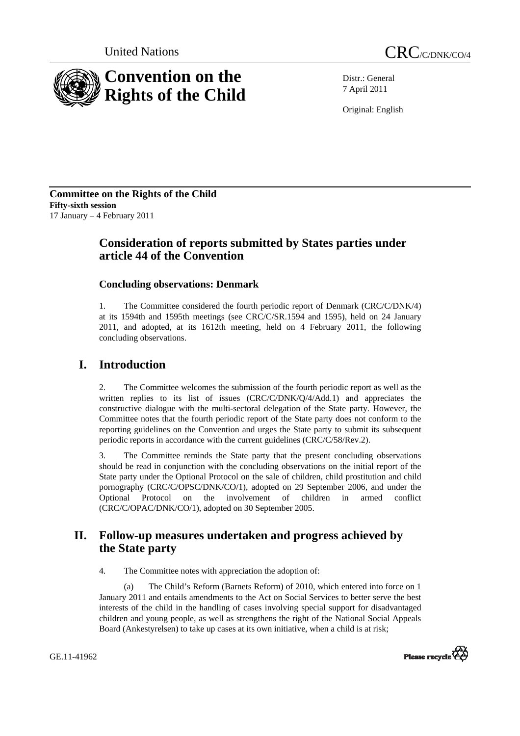United Nations

CRC/C/DNK/CO/4

# Convention on the Rights of the Child

Distr.: General
7 April 2011

Original: English

**Committee on the Rights of the Child**
**Fifty-sixth session**
17 January – 4 February 2011

## Consideration of reports submitted by States parties under article 44 of the Convention

### Concluding observations: Denmark

1. The Committee considered the fourth periodic report of Denmark (CRC/C/DNK/4) at its 1594th and 1595th meetings (see CRC/C/SR.1594 and 1595), held on 24 January 2011, and adopted, at its 1612th meeting, held on 4 February 2011, the following concluding observations.

## I. Introduction

2. The Committee welcomes the submission of the fourth periodic report as well as the written replies to its list of issues (CRC/C/DNK/Q/4/Add.1) and appreciates the constructive dialogue with the multi-sectoral delegation of the State party. However, the Committee notes that the fourth periodic report of the State party does not conform to the reporting guidelines on the Convention and urges the State party to submit its subsequent periodic reports in accordance with the current guidelines (CRC/C/58/Rev.2).

3. The Committee reminds the State party that the present concluding observations should be read in conjunction with the concluding observations on the initial report of the State party under the Optional Protocol on the sale of children, child prostitution and child pornography (CRC/C/OPSC/DNK/CO/1), adopted on 29 September 2006, and under the Optional Protocol on the involvement of children in armed conflict (CRC/C/OPAC/DNK/CO/1), adopted on 30 September 2005.

## II. Follow-up measures undertaken and progress achieved by the State party

4. The Committee notes with appreciation the adoption of:

(a) The Child's Reform (Barnets Reform) of 2010, which entered into force on 1 January 2011 and entails amendments to the Act on Social Services to better serve the best interests of the child in the handling of cases involving special support for disadvantaged children and young people, as well as strengthens the right of the National Social Appeals Board (Ankestyrelsen) to take up cases at its own initiative, when a child is at risk;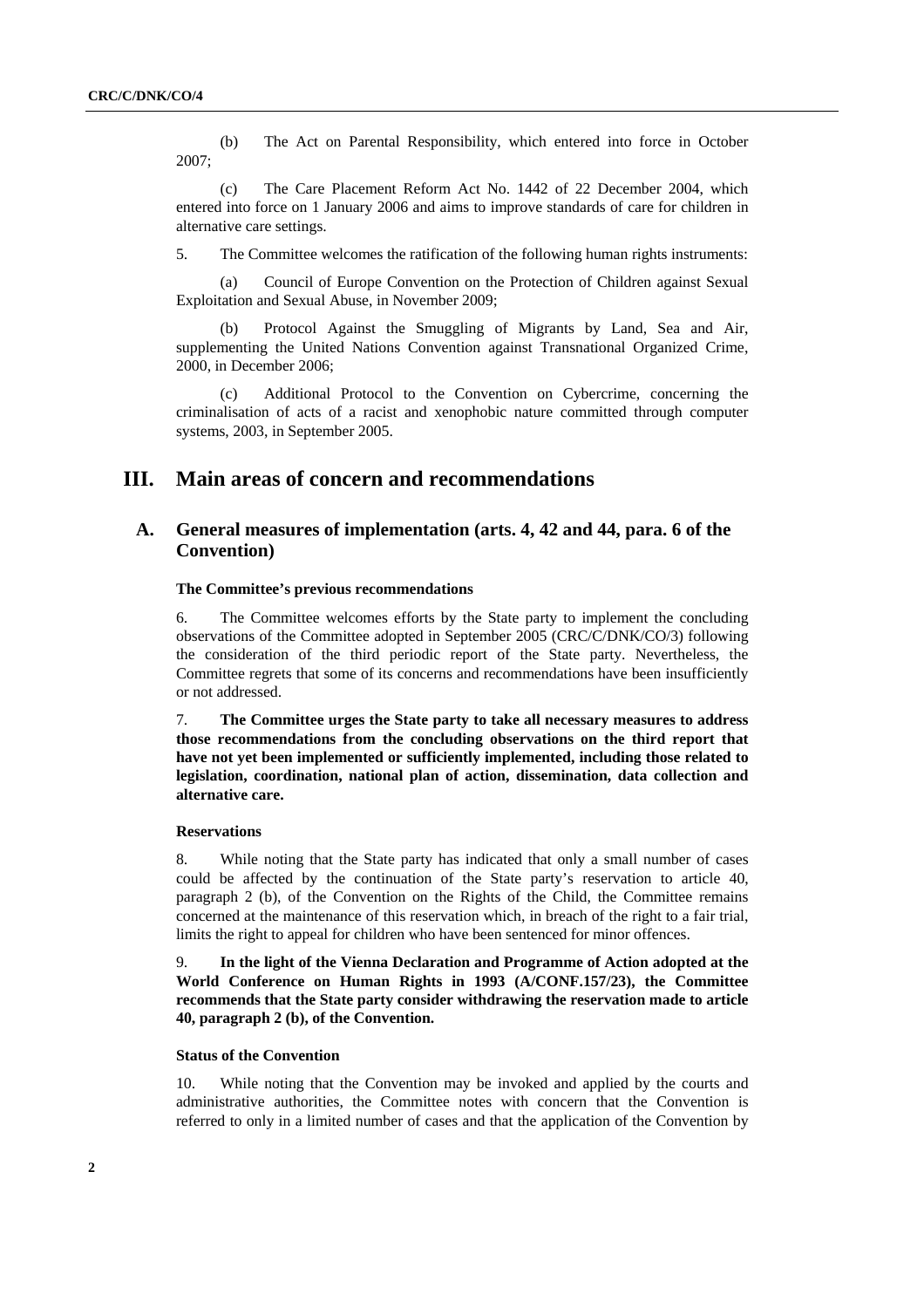(b) The Act on Parental Responsibility, which entered into force in October 2007;

(c) The Care Placement Reform Act No. 1442 of 22 December 2004, which entered into force on 1 January 2006 and aims to improve standards of care for children in alternative care settings.

5. The Committee welcomes the ratification of the following human rights instruments:

(a) Council of Europe Convention on the Protection of Children against Sexual Exploitation and Sexual Abuse, in November 2009;

(b) Protocol Against the Smuggling of Migrants by Land, Sea and Air, supplementing the United Nations Convention against Transnational Organized Crime, 2000, in December 2006;

(c) Additional Protocol to the Convention on Cybercrime, concerning the criminalisation of acts of a racist and xenophobic nature committed through computer systems, 2003, in September 2005.

# III. Main areas of concern and recommendations

## A. General measures of implementation (arts. 4, 42 and 44, para. 6 of the Convention)

#### The Committee's previous recommendations

6. The Committee welcomes efforts by the State party to implement the concluding observations of the Committee adopted in September 2005 (CRC/C/DNK/CO/3) following the consideration of the third periodic report of the State party. Nevertheless, the Committee regrets that some of its concerns and recommendations have been insufficiently or not addressed.

7. **The Committee urges the State party to take all necessary measures to address those recommendations from the concluding observations on the third report that have not yet been implemented or sufficiently implemented, including those related to legislation, coordination, national plan of action, dissemination, data collection and alternative care.**

#### Reservations

8. While noting that the State party has indicated that only a small number of cases could be affected by the continuation of the State party's reservation to article 40, paragraph 2 (b), of the Convention on the Rights of the Child, the Committee remains concerned at the maintenance of this reservation which, in breach of the right to a fair trial, limits the right to appeal for children who have been sentenced for minor offences.

9. **In the light of the Vienna Declaration and Programme of Action adopted at the World Conference on Human Rights in 1993 (A/CONF.157/23), the Committee recommends that the State party consider withdrawing the reservation made to article 40, paragraph 2 (b), of the Convention.**

#### Status of the Convention

10. While noting that the Convention may be invoked and applied by the courts and administrative authorities, the Committee notes with concern that the Convention is referred to only in a limited number of cases and that the application of the Convention by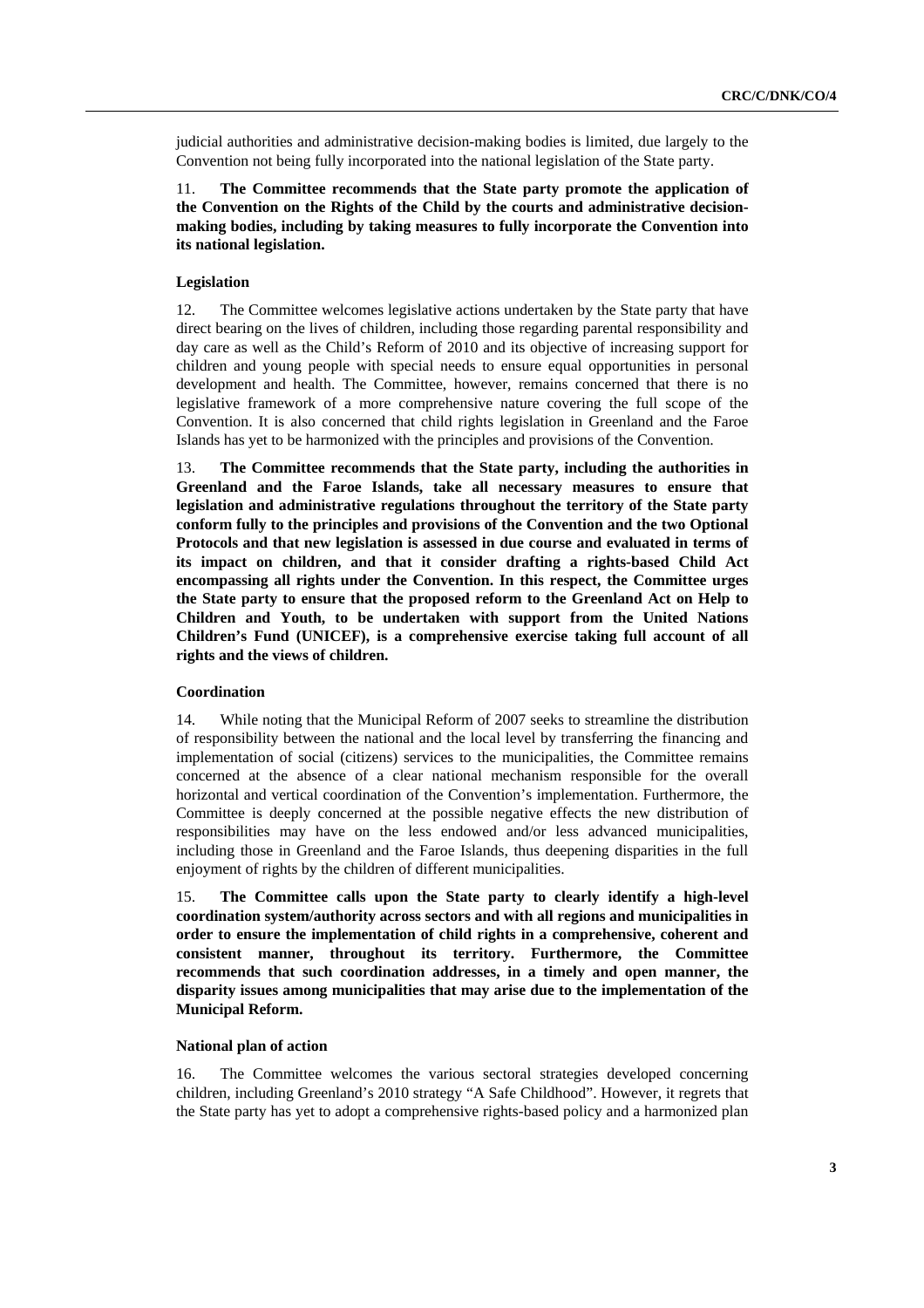judicial authorities and administrative decision-making bodies is limited, due largely to the Convention not being fully incorporated into the national legislation of the State party.

11. **The Committee recommends that the State party promote the application of the Convention on the Rights of the Child by the courts and administrative decision-making bodies, including by taking measures to fully incorporate the Convention into its national legislation.**

### Legislation

12. The Committee welcomes legislative actions undertaken by the State party that have direct bearing on the lives of children, including those regarding parental responsibility and day care as well as the Child's Reform of 2010 and its objective of increasing support for children and young people with special needs to ensure equal opportunities in personal development and health. The Committee, however, remains concerned that there is no legislative framework of a more comprehensive nature covering the full scope of the Convention. It is also concerned that child rights legislation in Greenland and the Faroe Islands has yet to be harmonized with the principles and provisions of the Convention.

13. **The Committee recommends that the State party, including the authorities in Greenland and the Faroe Islands, take all necessary measures to ensure that legislation and administrative regulations throughout the territory of the State party conform fully to the principles and provisions of the Convention and the two Optional Protocols and that new legislation is assessed in due course and evaluated in terms of its impact on children, and that it consider drafting a rights-based Child Act encompassing all rights under the Convention. In this respect, the Committee urges the State party to ensure that the proposed reform to the Greenland Act on Help to Children and Youth, to be undertaken with support from the United Nations Children's Fund (UNICEF), is a comprehensive exercise taking full account of all rights and the views of children.**

### Coordination

14. While noting that the Municipal Reform of 2007 seeks to streamline the distribution of responsibility between the national and the local level by transferring the financing and implementation of social (citizens) services to the municipalities, the Committee remains concerned at the absence of a clear national mechanism responsible for the overall horizontal and vertical coordination of the Convention's implementation. Furthermore, the Committee is deeply concerned at the possible negative effects the new distribution of responsibilities may have on the less endowed and/or less advanced municipalities, including those in Greenland and the Faroe Islands, thus deepening disparities in the full enjoyment of rights by the children of different municipalities.

15. **The Committee calls upon the State party to clearly identify a high-level coordination system/authority across sectors and with all regions and municipalities in order to ensure the implementation of child rights in a comprehensive, coherent and consistent manner, throughout its territory. Furthermore, the Committee recommends that such coordination addresses, in a timely and open manner, the disparity issues among municipalities that may arise due to the implementation of the Municipal Reform.**

### National plan of action

16. The Committee welcomes the various sectoral strategies developed concerning children, including Greenland's 2010 strategy "A Safe Childhood". However, it regrets that the State party has yet to adopt a comprehensive rights-based policy and a harmonized plan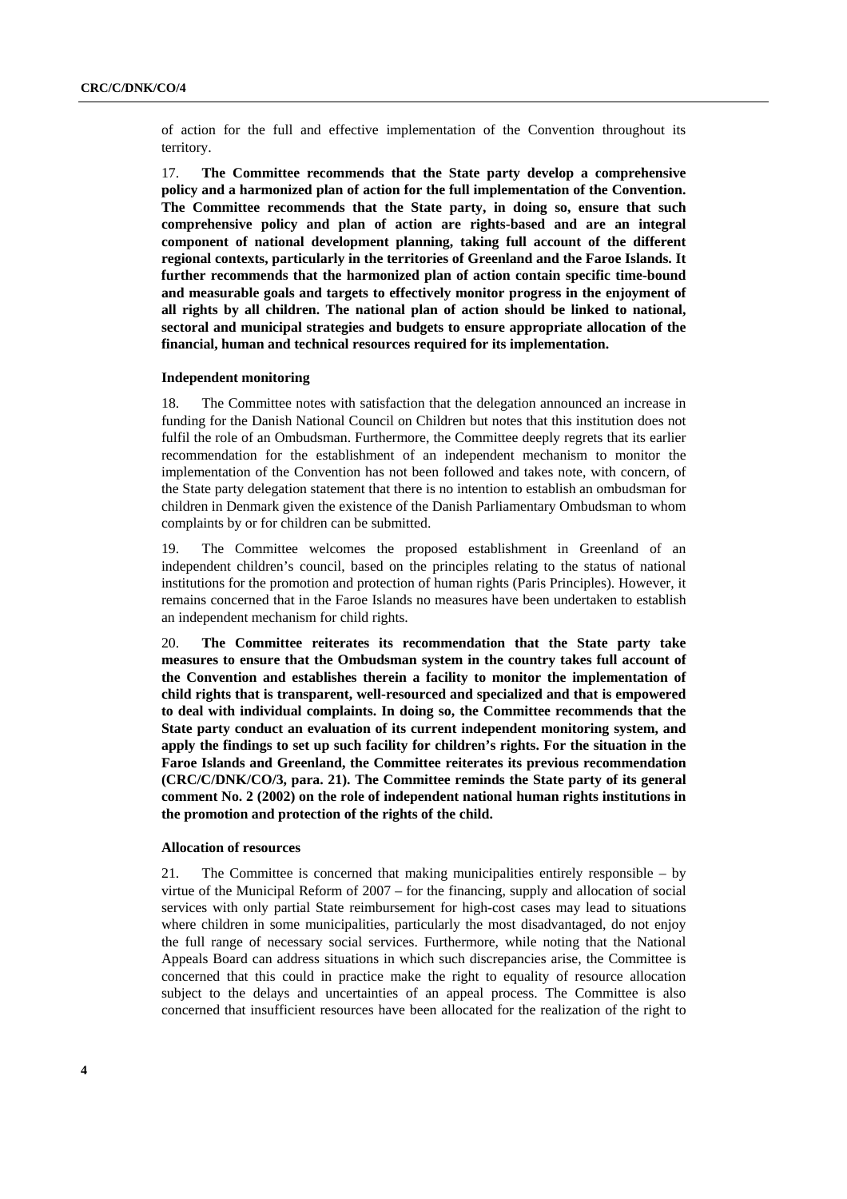of action for the full and effective implementation of the Convention throughout its territory.

17. **The Committee recommends that the State party develop a comprehensive policy and a harmonized plan of action for the full implementation of the Convention. The Committee recommends that the State party, in doing so, ensure that such comprehensive policy and plan of action are rights-based and are an integral component of national development planning, taking full account of the different regional contexts, particularly in the territories of Greenland and the Faroe Islands. It further recommends that the harmonized plan of action contain specific time-bound and measurable goals and targets to effectively monitor progress in the enjoyment of all rights by all children. The national plan of action should be linked to national, sectoral and municipal strategies and budgets to ensure appropriate allocation of the financial, human and technical resources required for its implementation.**

#### Independent monitoring

18. The Committee notes with satisfaction that the delegation announced an increase in funding for the Danish National Council on Children but notes that this institution does not fulfil the role of an Ombudsman. Furthermore, the Committee deeply regrets that its earlier recommendation for the establishment of an independent mechanism to monitor the implementation of the Convention has not been followed and takes note, with concern, of the State party delegation statement that there is no intention to establish an ombudsman for children in Denmark given the existence of the Danish Parliamentary Ombudsman to whom complaints by or for children can be submitted.

19. The Committee welcomes the proposed establishment in Greenland of an independent children's council, based on the principles relating to the status of national institutions for the promotion and protection of human rights (Paris Principles). However, it remains concerned that in the Faroe Islands no measures have been undertaken to establish an independent mechanism for child rights.

20. **The Committee reiterates its recommendation that the State party take measures to ensure that the Ombudsman system in the country takes full account of the Convention and establishes therein a facility to monitor the implementation of child rights that is transparent, well-resourced and specialized and that is empowered to deal with individual complaints. In doing so, the Committee recommends that the State party conduct an evaluation of its current independent monitoring system, and apply the findings to set up such facility for children's rights. For the situation in the Faroe Islands and Greenland, the Committee reiterates its previous recommendation (CRC/C/DNK/CO/3, para. 21). The Committee reminds the State party of its general comment No. 2 (2002) on the role of independent national human rights institutions in the promotion and protection of the rights of the child.**

#### Allocation of resources

21. The Committee is concerned that making municipalities entirely responsible – by virtue of the Municipal Reform of 2007 – for the financing, supply and allocation of social services with only partial State reimbursement for high-cost cases may lead to situations where children in some municipalities, particularly the most disadvantaged, do not enjoy the full range of necessary social services. Furthermore, while noting that the National Appeals Board can address situations in which such discrepancies arise, the Committee is concerned that this could in practice make the right to equality of resource allocation subject to the delays and uncertainties of an appeal process. The Committee is also concerned that insufficient resources have been allocated for the realization of the right to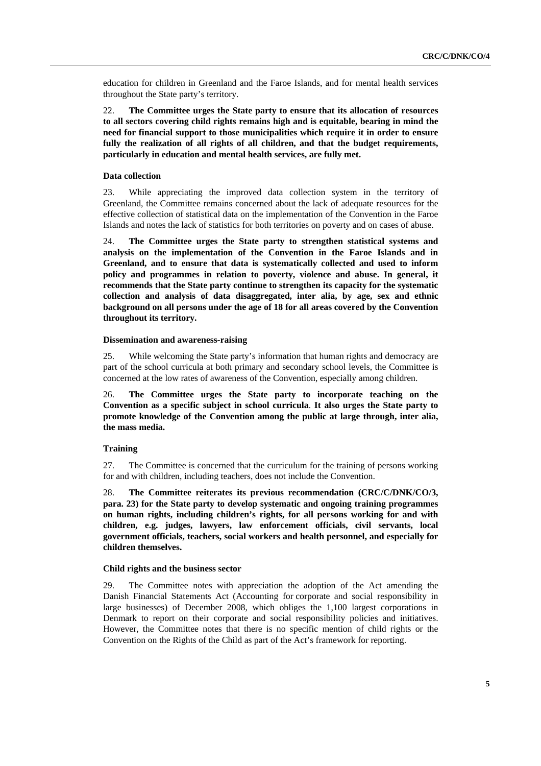education for children in Greenland and the Faroe Islands, and for mental health services throughout the State party's territory.

22. **The Committee urges the State party to ensure that its allocation of resources to all sectors covering child rights remains high and is equitable, bearing in mind the need for financial support to those municipalities which require it in order to ensure fully the realization of all rights of all children, and that the budget requirements, particularly in education and mental health services, are fully met.**

#### Data collection

23. While appreciating the improved data collection system in the territory of Greenland, the Committee remains concerned about the lack of adequate resources for the effective collection of statistical data on the implementation of the Convention in the Faroe Islands and notes the lack of statistics for both territories on poverty and on cases of abuse.

24. **The Committee urges the State party to strengthen statistical systems and analysis on the implementation of the Convention in the Faroe Islands and in Greenland, and to ensure that data is systematically collected and used to inform policy and programmes in relation to poverty, violence and abuse. In general, it recommends that the State party continue to strengthen its capacity for the systematic collection and analysis of data disaggregated, inter alia, by age, sex and ethnic background on all persons under the age of 18 for all areas covered by the Convention throughout its territory.**

#### Dissemination and awareness-raising

25. While welcoming the State party's information that human rights and democracy are part of the school curricula at both primary and secondary school levels, the Committee is concerned at the low rates of awareness of the Convention, especially among children.

26. **The Committee urges the State party to incorporate teaching on the Convention as a specific subject in school curricula. It also urges the State party to promote knowledge of the Convention among the public at large through, inter alia, the mass media.**

#### Training

27. The Committee is concerned that the curriculum for the training of persons working for and with children, including teachers, does not include the Convention.

28. **The Committee reiterates its previous recommendation (CRC/C/DNK/CO/3, para. 23) for the State party to develop systematic and ongoing training programmes on human rights, including children's rights, for all persons working for and with children, e.g. judges, lawyers, law enforcement officials, civil servants, local government officials, teachers, social workers and health personnel, and especially for children themselves.**

#### Child rights and the business sector

29. The Committee notes with appreciation the adoption of the Act amending the Danish Financial Statements Act (Accounting for corporate and social responsibility in large businesses) of December 2008, which obliges the 1,100 largest corporations in Denmark to report on their corporate and social responsibility policies and initiatives. However, the Committee notes that there is no specific mention of child rights or the Convention on the Rights of the Child as part of the Act's framework for reporting.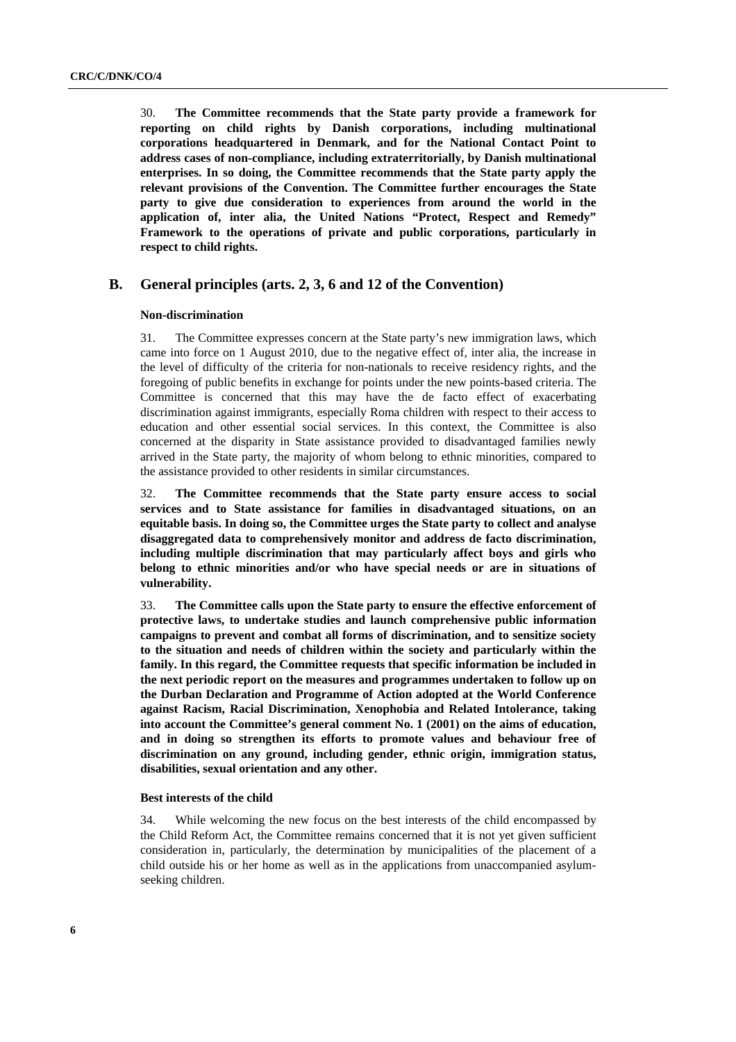30. **The Committee recommends that the State party provide a framework for reporting on child rights by Danish corporations, including multinational corporations headquartered in Denmark, and for the National Contact Point to address cases of non-compliance, including extraterritorially, by Danish multinational enterprises. In so doing, the Committee recommends that the State party apply the relevant provisions of the Convention. The Committee further encourages the State party to give due consideration to experiences from around the world in the application of, inter alia, the United Nations "Protect, Respect and Remedy" Framework to the operations of private and public corporations, particularly in respect to child rights.**

## B. General principles (arts. 2, 3, 6 and 12 of the Convention)

### Non-discrimination

31. The Committee expresses concern at the State party's new immigration laws, which came into force on 1 August 2010, due to the negative effect of, inter alia, the increase in the level of difficulty of the criteria for non-nationals to receive residency rights, and the foregoing of public benefits in exchange for points under the new points-based criteria. The Committee is concerned that this may have the de facto effect of exacerbating discrimination against immigrants, especially Roma children with respect to their access to education and other essential social services. In this context, the Committee is also concerned at the disparity in State assistance provided to disadvantaged families newly arrived in the State party, the majority of whom belong to ethnic minorities, compared to the assistance provided to other residents in similar circumstances.

32. **The Committee recommends that the State party ensure access to social services and to State assistance for families in disadvantaged situations, on an equitable basis. In doing so, the Committee urges the State party to collect and analyse disaggregated data to comprehensively monitor and address de facto discrimination, including multiple discrimination that may particularly affect boys and girls who belong to ethnic minorities and/or who have special needs or are in situations of vulnerability.**

33. **The Committee calls upon the State party to ensure the effective enforcement of protective laws, to undertake studies and launch comprehensive public information campaigns to prevent and combat all forms of discrimination, and to sensitize society to the situation and needs of children within the society and particularly within the family. In this regard, the Committee requests that specific information be included in the next periodic report on the measures and programmes undertaken to follow up on the Durban Declaration and Programme of Action adopted at the World Conference against Racism, Racial Discrimination, Xenophobia and Related Intolerance, taking into account the Committee's general comment No. 1 (2001) on the aims of education, and in doing so strengthen its efforts to promote values and behaviour free of discrimination on any ground, including gender, ethnic origin, immigration status, disabilities, sexual orientation and any other.**

### Best interests of the child

34. While welcoming the new focus on the best interests of the child encompassed by the Child Reform Act, the Committee remains concerned that it is not yet given sufficient consideration in, particularly, the determination by municipalities of the placement of a child outside his or her home as well as in the applications from unaccompanied asylum-seeking children.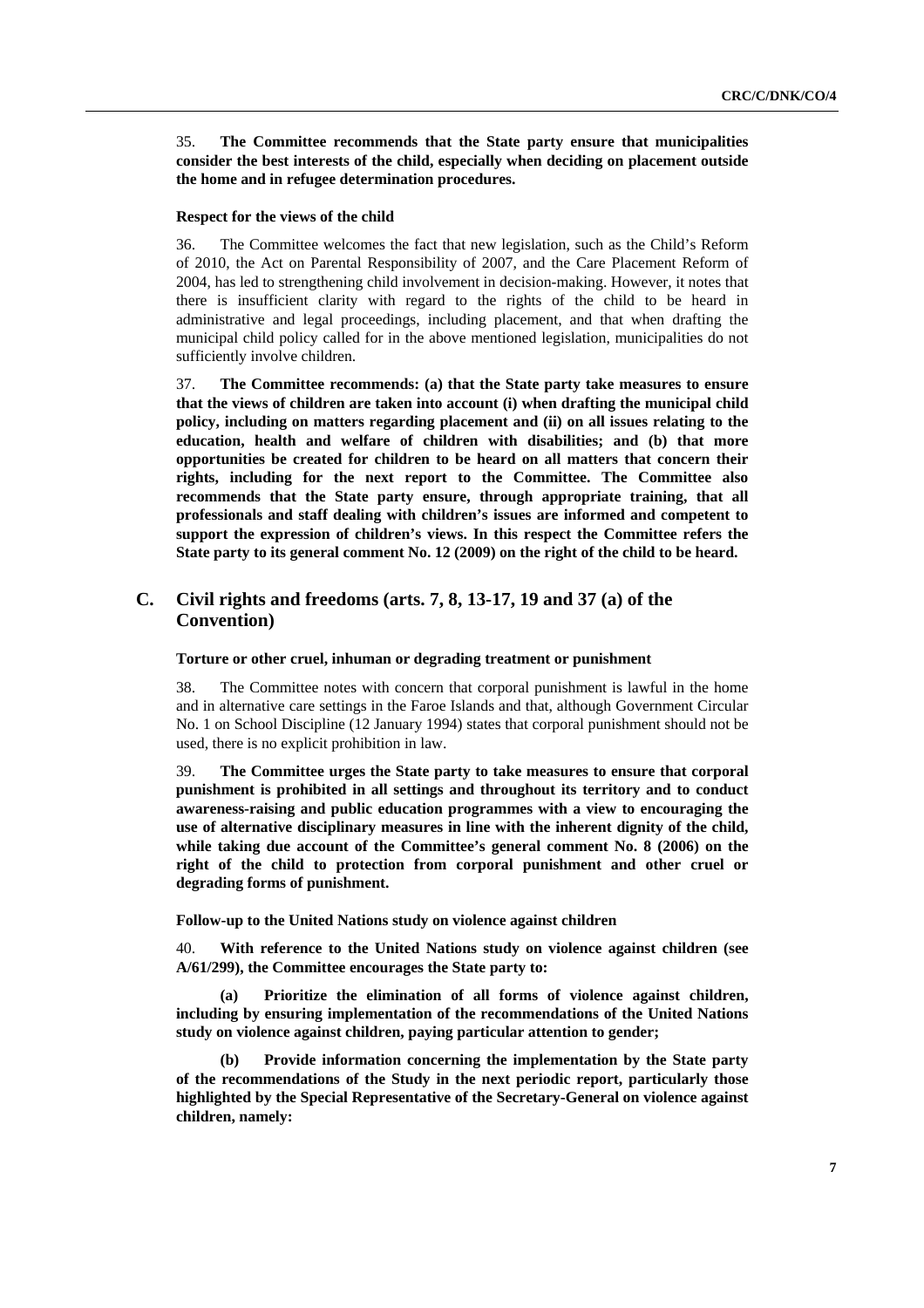35. **The Committee recommends that the State party ensure that municipalities consider the best interests of the child, especially when deciding on placement outside the home and in refugee determination procedures.**

#### Respect for the views of the child

36. The Committee welcomes the fact that new legislation, such as the Child's Reform of 2010, the Act on Parental Responsibility of 2007, and the Care Placement Reform of 2004, has led to strengthening child involvement in decision-making. However, it notes that there is insufficient clarity with regard to the rights of the child to be heard in administrative and legal proceedings, including placement, and that when drafting the municipal child policy called for in the above mentioned legislation, municipalities do not sufficiently involve children.

37. **The Committee recommends: (a) that the State party take measures to ensure that the views of children are taken into account (i) when drafting the municipal child policy, including on matters regarding placement and (ii) on all issues relating to the education, health and welfare of children with disabilities; and (b) that more opportunities be created for children to be heard on all matters that concern their rights, including for the next report to the Committee. The Committee also recommends that the State party ensure, through appropriate training, that all professionals and staff dealing with children's issues are informed and competent to support the expression of children's views. In this respect the Committee refers the State party to its general comment No. 12 (2009) on the right of the child to be heard.**

## C. Civil rights and freedoms (arts. 7, 8, 13-17, 19 and 37 (a) of the Convention)

#### Torture or other cruel, inhuman or degrading treatment or punishment

38. The Committee notes with concern that corporal punishment is lawful in the home and in alternative care settings in the Faroe Islands and that, although Government Circular No. 1 on School Discipline (12 January 1994) states that corporal punishment should not be used, there is no explicit prohibition in law.

39. **The Committee urges the State party to take measures to ensure that corporal punishment is prohibited in all settings and throughout its territory and to conduct awareness-raising and public education programmes with a view to encouraging the use of alternative disciplinary measures in line with the inherent dignity of the child, while taking due account of the Committee's general comment No. 8 (2006) on the right of the child to protection from corporal punishment and other cruel or degrading forms of punishment.**

#### Follow-up to the United Nations study on violence against children

40. **With reference to the United Nations study on violence against children (see A/61/299), the Committee encourages the State party to:**

**(a) Prioritize the elimination of all forms of violence against children, including by ensuring implementation of the recommendations of the United Nations study on violence against children, paying particular attention to gender;**

**(b) Provide information concerning the implementation by the State party of the recommendations of the Study in the next periodic report, particularly those highlighted by the Special Representative of the Secretary-General on violence against children, namely:**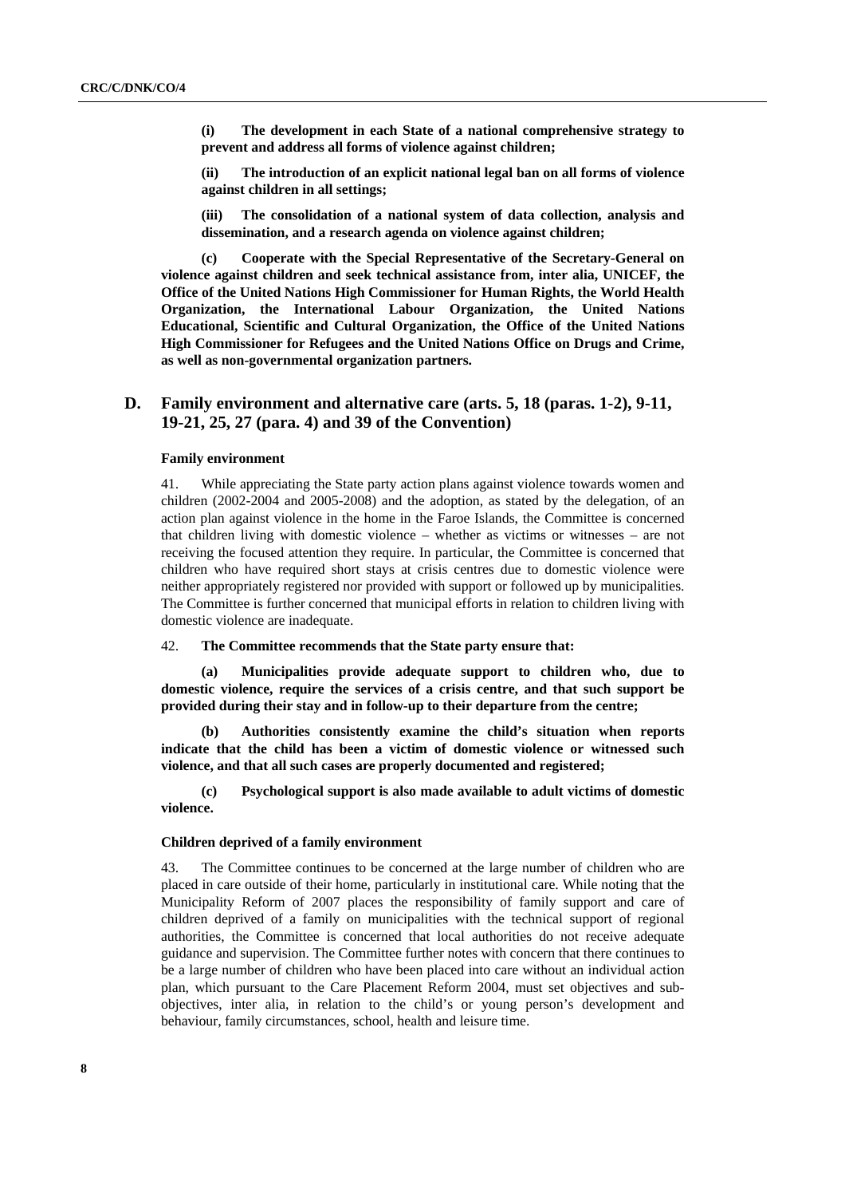**(i) The development in each State of a national comprehensive strategy to prevent and address all forms of violence against children;**

**(ii) The introduction of an explicit national legal ban on all forms of violence against children in all settings;**

**(iii) The consolidation of a national system of data collection, analysis and dissemination, and a research agenda on violence against children;**

**(c) Cooperate with the Special Representative of the Secretary-General on violence against children and seek technical assistance from, inter alia, UNICEF, the Office of the United Nations High Commissioner for Human Rights, the World Health Organization, the International Labour Organization, the United Nations Educational, Scientific and Cultural Organization, the Office of the United Nations High Commissioner for Refugees and the United Nations Office on Drugs and Crime, as well as non-governmental organization partners.**

## D. Family environment and alternative care (arts. 5, 18 (paras. 1-2), 9-11, 19-21, 25, 27 (para. 4) and 39 of the Convention)

### Family environment

41. While appreciating the State party action plans against violence towards women and children (2002-2004 and 2005-2008) and the adoption, as stated by the delegation, of an action plan against violence in the home in the Faroe Islands, the Committee is concerned that children living with domestic violence – whether as victims or witnesses – are not receiving the focused attention they require. In particular, the Committee is concerned that children who have required short stays at crisis centres due to domestic violence were neither appropriately registered nor provided with support or followed up by municipalities. The Committee is further concerned that municipal efforts in relation to children living with domestic violence are inadequate.

42. **The Committee recommends that the State party ensure that:**

**(a) Municipalities provide adequate support to children who, due to domestic violence, require the services of a crisis centre, and that such support be provided during their stay and in follow-up to their departure from the centre;**

**(b) Authorities consistently examine the child's situation when reports indicate that the child has been a victim of domestic violence or witnessed such violence, and that all such cases are properly documented and registered;**

**(c) Psychological support is also made available to adult victims of domestic violence.**

### Children deprived of a family environment

43. The Committee continues to be concerned at the large number of children who are placed in care outside of their home, particularly in institutional care. While noting that the Municipality Reform of 2007 places the responsibility of family support and care of children deprived of a family on municipalities with the technical support of regional authorities, the Committee is concerned that local authorities do not receive adequate guidance and supervision. The Committee further notes with concern that there continues to be a large number of children who have been placed into care without an individual action plan, which pursuant to the Care Placement Reform 2004, must set objectives and sub-objectives, inter alia, in relation to the child's or young person's development and behaviour, family circumstances, school, health and leisure time.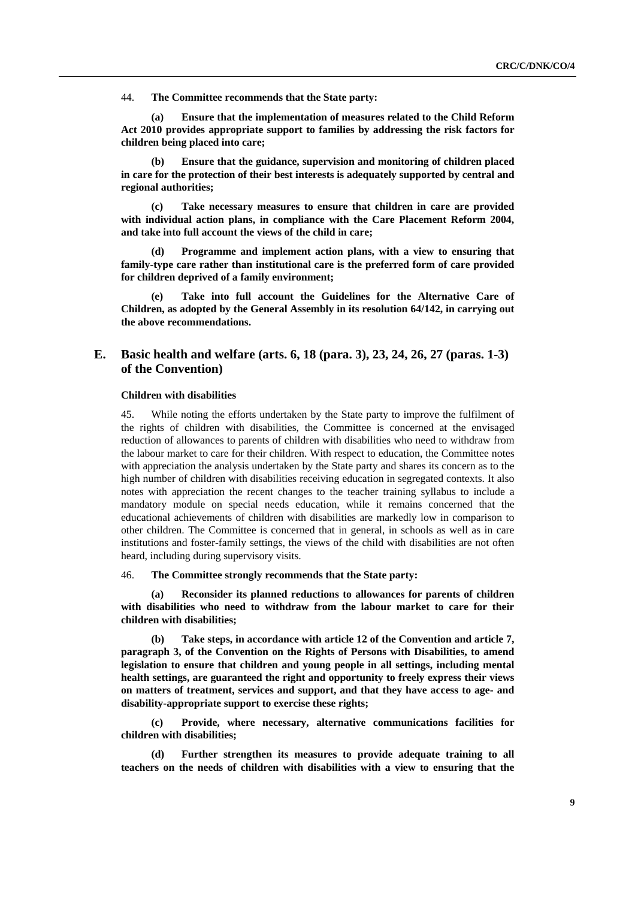44. **The Committee recommends that the State party:**

**(a) Ensure that the implementation of measures related to the Child Reform Act 2010 provides appropriate support to families by addressing the risk factors for children being placed into care;**

**(b) Ensure that the guidance, supervision and monitoring of children placed in care for the protection of their best interests is adequately supported by central and regional authorities;**

**(c) Take necessary measures to ensure that children in care are provided with individual action plans, in compliance with the Care Placement Reform 2004, and take into full account the views of the child in care;**

**(d) Programme and implement action plans, with a view to ensuring that family-type care rather than institutional care is the preferred form of care provided for children deprived of a family environment;**

**(e) Take into full account the Guidelines for the Alternative Care of Children, as adopted by the General Assembly in its resolution 64/142, in carrying out the above recommendations.**

## E. Basic health and welfare (arts. 6, 18 (para. 3), 23, 24, 26, 27 (paras. 1-3) of the Convention)

### Children with disabilities

45. While noting the efforts undertaken by the State party to improve the fulfilment of the rights of children with disabilities, the Committee is concerned at the envisaged reduction of allowances to parents of children with disabilities who need to withdraw from the labour market to care for their children. With respect to education, the Committee notes with appreciation the analysis undertaken by the State party and shares its concern as to the high number of children with disabilities receiving education in segregated contexts. It also notes with appreciation the recent changes to the teacher training syllabus to include a mandatory module on special needs education, while it remains concerned that the educational achievements of children with disabilities are markedly low in comparison to other children. The Committee is concerned that in general, in schools as well as in care institutions and foster-family settings, the views of the child with disabilities are not often heard, including during supervisory visits.

46. **The Committee strongly recommends that the State party:**

**(a) Reconsider its planned reductions to allowances for parents of children with disabilities who need to withdraw from the labour market to care for their children with disabilities;**

**(b) Take steps, in accordance with article 12 of the Convention and article 7, paragraph 3, of the Convention on the Rights of Persons with Disabilities, to amend legislation to ensure that children and young people in all settings, including mental health settings, are guaranteed the right and opportunity to freely express their views on matters of treatment, services and support, and that they have access to age- and disability-appropriate support to exercise these rights;**

**(c) Provide, where necessary, alternative communications facilities for children with disabilities;**

**(d) Further strengthen its measures to provide adequate training to all teachers on the needs of children with disabilities with a view to ensuring that the**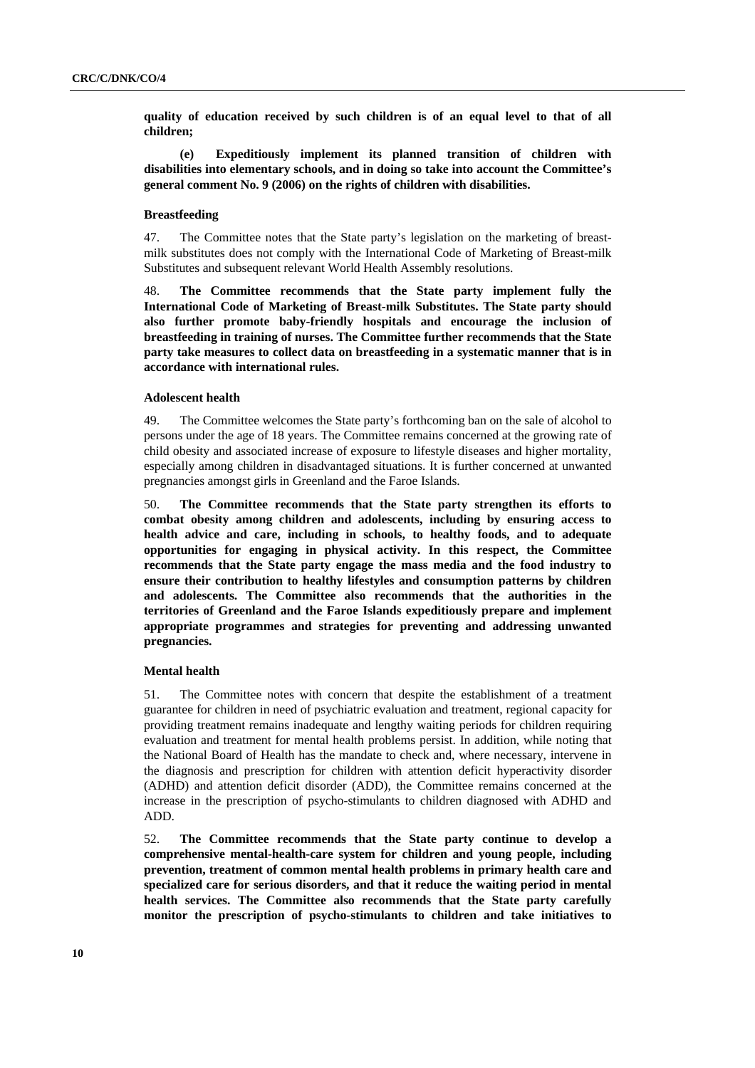**quality of education received by such children is of an equal level to that of all children;**

**(e) Expeditiously implement its planned transition of children with disabilities into elementary schools, and in doing so take into account the Committee's general comment No. 9 (2006) on the rights of children with disabilities.**

#### Breastfeeding

47. The Committee notes that the State party's legislation on the marketing of breast-milk substitutes does not comply with the International Code of Marketing of Breast-milk Substitutes and subsequent relevant World Health Assembly resolutions.

48. **The Committee recommends that the State party implement fully the International Code of Marketing of Breast-milk Substitutes. The State party should also further promote baby-friendly hospitals and encourage the inclusion of breastfeeding in training of nurses. The Committee further recommends that the State party take measures to collect data on breastfeeding in a systematic manner that is in accordance with international rules.**

#### Adolescent health

49. The Committee welcomes the State party's forthcoming ban on the sale of alcohol to persons under the age of 18 years. The Committee remains concerned at the growing rate of child obesity and associated increase of exposure to lifestyle diseases and higher mortality, especially among children in disadvantaged situations. It is further concerned at unwanted pregnancies amongst girls in Greenland and the Faroe Islands.

50. **The Committee recommends that the State party strengthen its efforts to combat obesity among children and adolescents, including by ensuring access to health advice and care, including in schools, to healthy foods, and to adequate opportunities for engaging in physical activity. In this respect, the Committee recommends that the State party engage the mass media and the food industry to ensure their contribution to healthy lifestyles and consumption patterns by children and adolescents. The Committee also recommends that the authorities in the territories of Greenland and the Faroe Islands expeditiously prepare and implement appropriate programmes and strategies for preventing and addressing unwanted pregnancies.**

#### Mental health

51. The Committee notes with concern that despite the establishment of a treatment guarantee for children in need of psychiatric evaluation and treatment, regional capacity for providing treatment remains inadequate and lengthy waiting periods for children requiring evaluation and treatment for mental health problems persist. In addition, while noting that the National Board of Health has the mandate to check and, where necessary, intervene in the diagnosis and prescription for children with attention deficit hyperactivity disorder (ADHD) and attention deficit disorder (ADD), the Committee remains concerned at the increase in the prescription of psycho-stimulants to children diagnosed with ADHD and ADD.

52. **The Committee recommends that the State party continue to develop a comprehensive mental-health-care system for children and young people, including prevention, treatment of common mental health problems in primary health care and specialized care for serious disorders, and that it reduce the waiting period in mental health services. The Committee also recommends that the State party carefully monitor the prescription of psycho-stimulants to children and take initiatives to**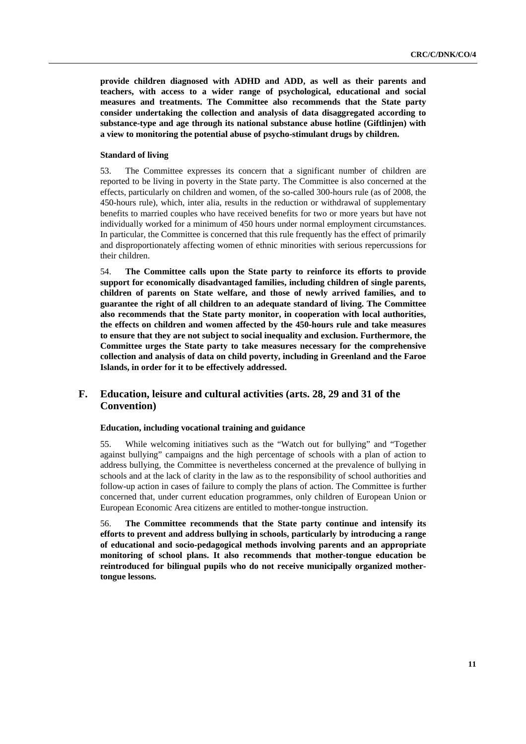**provide children diagnosed with ADHD and ADD, as well as their parents and teachers, with access to a wider range of psychological, educational and social measures and treatments. The Committee also recommends that the State party consider undertaking the collection and analysis of data disaggregated according to substance-type and age through its national substance abuse hotline (Giftlinjen) with a view to monitoring the potential abuse of psycho-stimulant drugs by children.**

#### Standard of living

53. The Committee expresses its concern that a significant number of children are reported to be living in poverty in the State party. The Committee is also concerned at the effects, particularly on children and women, of the so-called 300-hours rule (as of 2008, the 450-hours rule), which, inter alia, results in the reduction or withdrawal of supplementary benefits to married couples who have received benefits for two or more years but have not individually worked for a minimum of 450 hours under normal employment circumstances. In particular, the Committee is concerned that this rule frequently has the effect of primarily and disproportionately affecting women of ethnic minorities with serious repercussions for their children.

54. **The Committee calls upon the State party to reinforce its efforts to provide support for economically disadvantaged families, including children of single parents, children of parents on State welfare, and those of newly arrived families, and to guarantee the right of all children to an adequate standard of living. The Committee also recommends that the State party monitor, in cooperation with local authorities, the effects on children and women affected by the 450-hours rule and take measures to ensure that they are not subject to social inequality and exclusion. Furthermore, the Committee urges the State party to take measures necessary for the comprehensive collection and analysis of data on child poverty, including in Greenland and the Faroe Islands, in order for it to be effectively addressed.**

## F. Education, leisure and cultural activities (arts. 28, 29 and 31 of the Convention)

#### Education, including vocational training and guidance

55. While welcoming initiatives such as the "Watch out for bullying" and "Together against bullying" campaigns and the high percentage of schools with a plan of action to address bullying, the Committee is nevertheless concerned at the prevalence of bullying in schools and at the lack of clarity in the law as to the responsibility of school authorities and follow-up action in cases of failure to comply the plans of action. The Committee is further concerned that, under current education programmes, only children of European Union or European Economic Area citizens are entitled to mother-tongue instruction.

56. **The Committee recommends that the State party continue and intensify its efforts to prevent and address bullying in schools, particularly by introducing a range of educational and socio-pedagogical methods involving parents and an appropriate monitoring of school plans. It also recommends that mother-tongue education be reintroduced for bilingual pupils who do not receive municipally organized mother-tongue lessons.**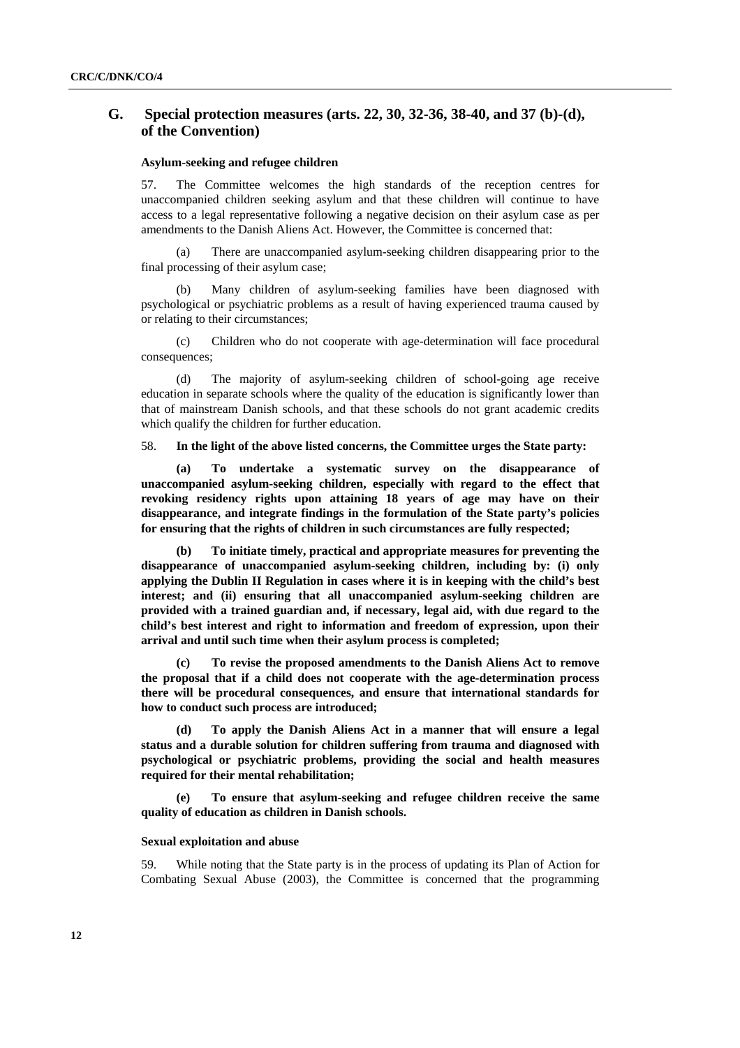## G. Special protection measures (arts. 22, 30, 32-36, 38-40, and 37 (b)-(d), of the Convention)

### Asylum-seeking and refugee children

57. The Committee welcomes the high standards of the reception centres for unaccompanied children seeking asylum and that these children will continue to have access to a legal representative following a negative decision on their asylum case as per amendments to the Danish Aliens Act. However, the Committee is concerned that:

(a) There are unaccompanied asylum-seeking children disappearing prior to the final processing of their asylum case;

(b) Many children of asylum-seeking families have been diagnosed with psychological or psychiatric problems as a result of having experienced trauma caused by or relating to their circumstances;

(c) Children who do not cooperate with age-determination will face procedural consequences;

(d) The majority of asylum-seeking children of school-going age receive education in separate schools where the quality of the education is significantly lower than that of mainstream Danish schools, and that these schools do not grant academic credits which qualify the children for further education.

58. **In the light of the above listed concerns, the Committee urges the State party:**

**(a) To undertake a systematic survey on the disappearance of unaccompanied asylum-seeking children, especially with regard to the effect that revoking residency rights upon attaining 18 years of age may have on their disappearance, and integrate findings in the formulation of the State party's policies for ensuring that the rights of children in such circumstances are fully respected;**

**(b) To initiate timely, practical and appropriate measures for preventing the disappearance of unaccompanied asylum-seeking children, including by: (i) only applying the Dublin II Regulation in cases where it is in keeping with the child's best interest; and (ii) ensuring that all unaccompanied asylum-seeking children are provided with a trained guardian and, if necessary, legal aid, with due regard to the child's best interest and right to information and freedom of expression, upon their arrival and until such time when their asylum process is completed;**

**(c) To revise the proposed amendments to the Danish Aliens Act to remove the proposal that if a child does not cooperate with the age-determination process there will be procedural consequences, and ensure that international standards for how to conduct such process are introduced;**

**(d) To apply the Danish Aliens Act in a manner that will ensure a legal status and a durable solution for children suffering from trauma and diagnosed with psychological or psychiatric problems, providing the social and health measures required for their mental rehabilitation;**

**(e) To ensure that asylum-seeking and refugee children receive the same quality of education as children in Danish schools.**

### Sexual exploitation and abuse

59. While noting that the State party is in the process of updating its Plan of Action for Combating Sexual Abuse (2003), the Committee is concerned that the programming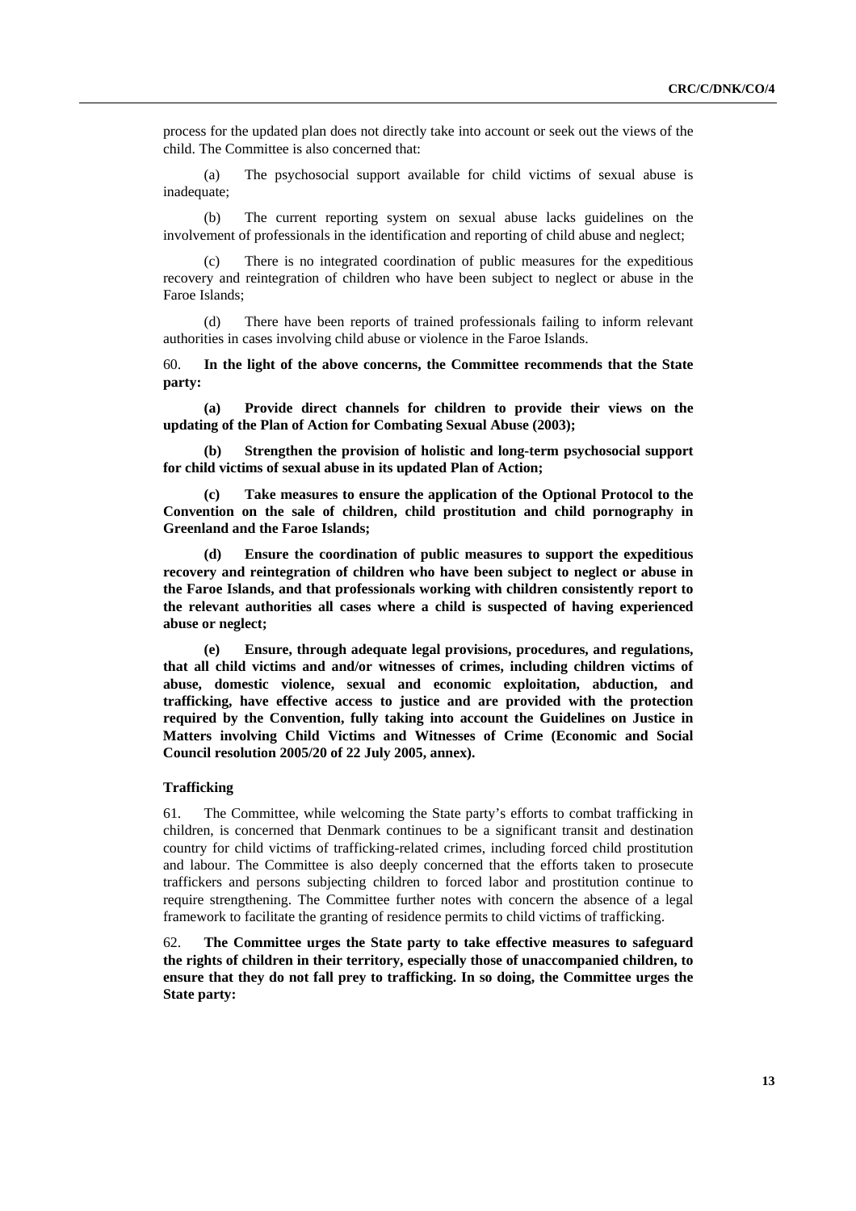process for the updated plan does not directly take into account or seek out the views of the child. The Committee is also concerned that:

(a) The psychosocial support available for child victims of sexual abuse is inadequate;

(b) The current reporting system on sexual abuse lacks guidelines on the involvement of professionals in the identification and reporting of child abuse and neglect;

(c) There is no integrated coordination of public measures for the expeditious recovery and reintegration of children who have been subject to neglect or abuse in the Faroe Islands;

(d) There have been reports of trained professionals failing to inform relevant authorities in cases involving child abuse or violence in the Faroe Islands.

60. **In the light of the above concerns, the Committee recommends that the State party:**

**(a) Provide direct channels for children to provide their views on the updating of the Plan of Action for Combating Sexual Abuse (2003);**

**(b) Strengthen the provision of holistic and long-term psychosocial support for child victims of sexual abuse in its updated Plan of Action;**

**(c) Take measures to ensure the application of the Optional Protocol to the Convention on the sale of children, child prostitution and child pornography in Greenland and the Faroe Islands;**

**(d) Ensure the coordination of public measures to support the expeditious recovery and reintegration of children who have been subject to neglect or abuse in the Faroe Islands, and that professionals working with children consistently report to the relevant authorities all cases where a child is suspected of having experienced abuse or neglect;**

**(e) Ensure, through adequate legal provisions, procedures, and regulations, that all child victims and and/or witnesses of crimes, including children victims of abuse, domestic violence, sexual and economic exploitation, abduction, and trafficking, have effective access to justice and are provided with the protection required by the Convention, fully taking into account the Guidelines on Justice in Matters involving Child Victims and Witnesses of Crime (Economic and Social Council resolution 2005/20 of 22 July 2005, annex).**

### Trafficking

61. The Committee, while welcoming the State party's efforts to combat trafficking in children, is concerned that Denmark continues to be a significant transit and destination country for child victims of trafficking-related crimes, including forced child prostitution and labour. The Committee is also deeply concerned that the efforts taken to prosecute traffickers and persons subjecting children to forced labor and prostitution continue to require strengthening. The Committee further notes with concern the absence of a legal framework to facilitate the granting of residence permits to child victims of trafficking.

62. **The Committee urges the State party to take effective measures to safeguard the rights of children in their territory, especially those of unaccompanied children, to ensure that they do not fall prey to trafficking. In so doing, the Committee urges the State party:**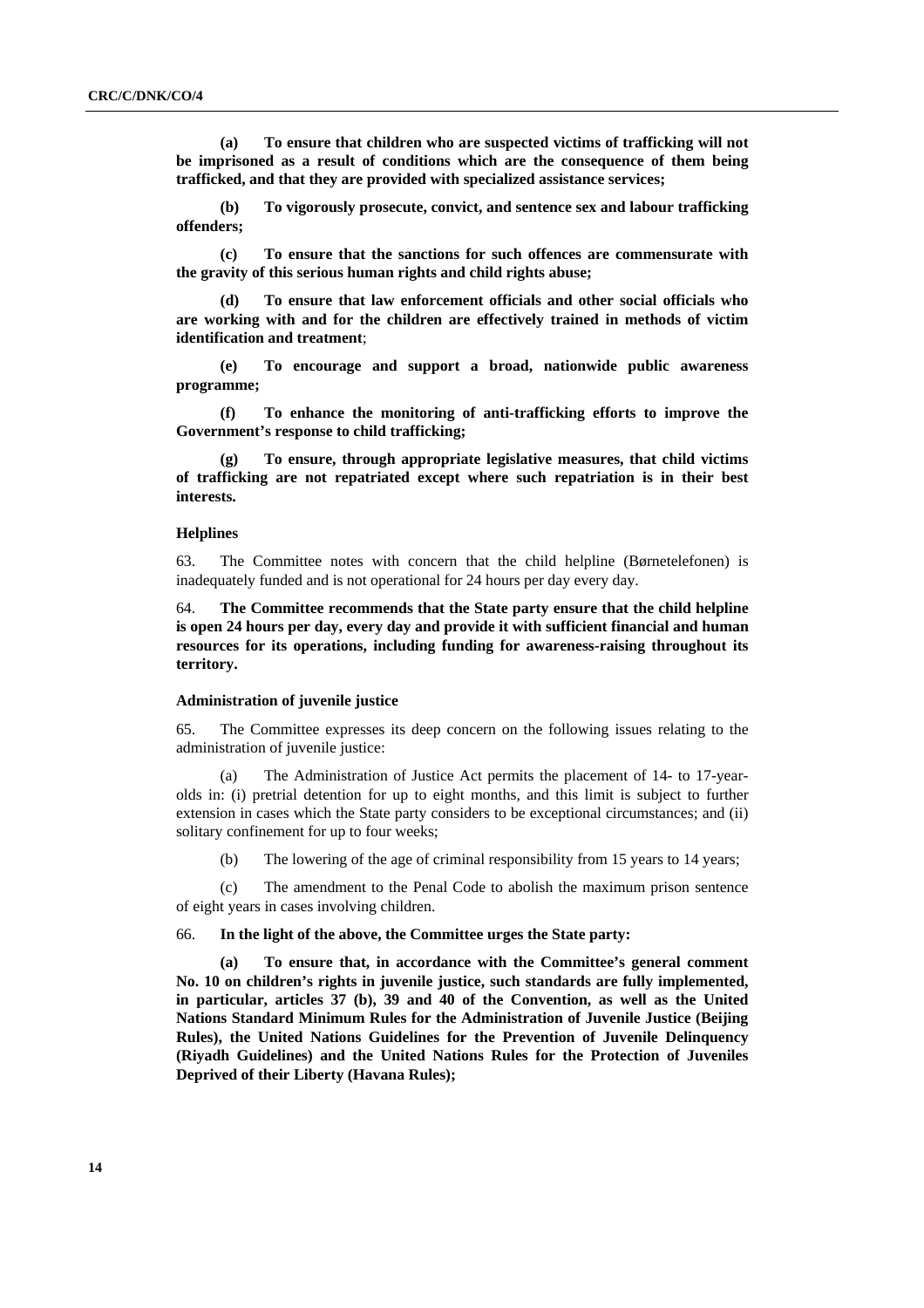**(a) To ensure that children who are suspected victims of trafficking will not be imprisoned as a result of conditions which are the consequence of them being trafficked, and that they are provided with specialized assistance services;**

**(b) To vigorously prosecute, convict, and sentence sex and labour trafficking offenders;**

**(c) To ensure that the sanctions for such offences are commensurate with the gravity of this serious human rights and child rights abuse;**

**(d) To ensure that law enforcement officials and other social officials who are working with and for the children are effectively trained in methods of victim identification and treatment**;

**(e) To encourage and support a broad, nationwide public awareness programme;**

**(f) To enhance the monitoring of anti-trafficking efforts to improve the Government's response to child trafficking;**

**(g) To ensure, through appropriate legislative measures, that child victims of trafficking are not repatriated except where such repatriation is in their best interests.**

#### Helplines

63. The Committee notes with concern that the child helpline (Børnetelefonen) is inadequately funded and is not operational for 24 hours per day every day.

64. **The Committee recommends that the State party ensure that the child helpline is open 24 hours per day, every day and provide it with sufficient financial and human resources for its operations, including funding for awareness-raising throughout its territory.**

#### Administration of juvenile justice

65. The Committee expresses its deep concern on the following issues relating to the administration of juvenile justice:

(a) The Administration of Justice Act permits the placement of 14- to 17-year-olds in: (i) pretrial detention for up to eight months, and this limit is subject to further extension in cases which the State party considers to be exceptional circumstances; and (ii) solitary confinement for up to four weeks;

(b) The lowering of the age of criminal responsibility from 15 years to 14 years;

(c) The amendment to the Penal Code to abolish the maximum prison sentence of eight years in cases involving children.

66. **In the light of the above, the Committee urges the State party:**

**(a) To ensure that, in accordance with the Committee's general comment No. 10 on children's rights in juvenile justice, such standards are fully implemented, in particular, articles 37 (b), 39 and 40 of the Convention, as well as the United Nations Standard Minimum Rules for the Administration of Juvenile Justice (Beijing Rules), the United Nations Guidelines for the Prevention of Juvenile Delinquency (Riyadh Guidelines) and the United Nations Rules for the Protection of Juveniles Deprived of their Liberty (Havana Rules);**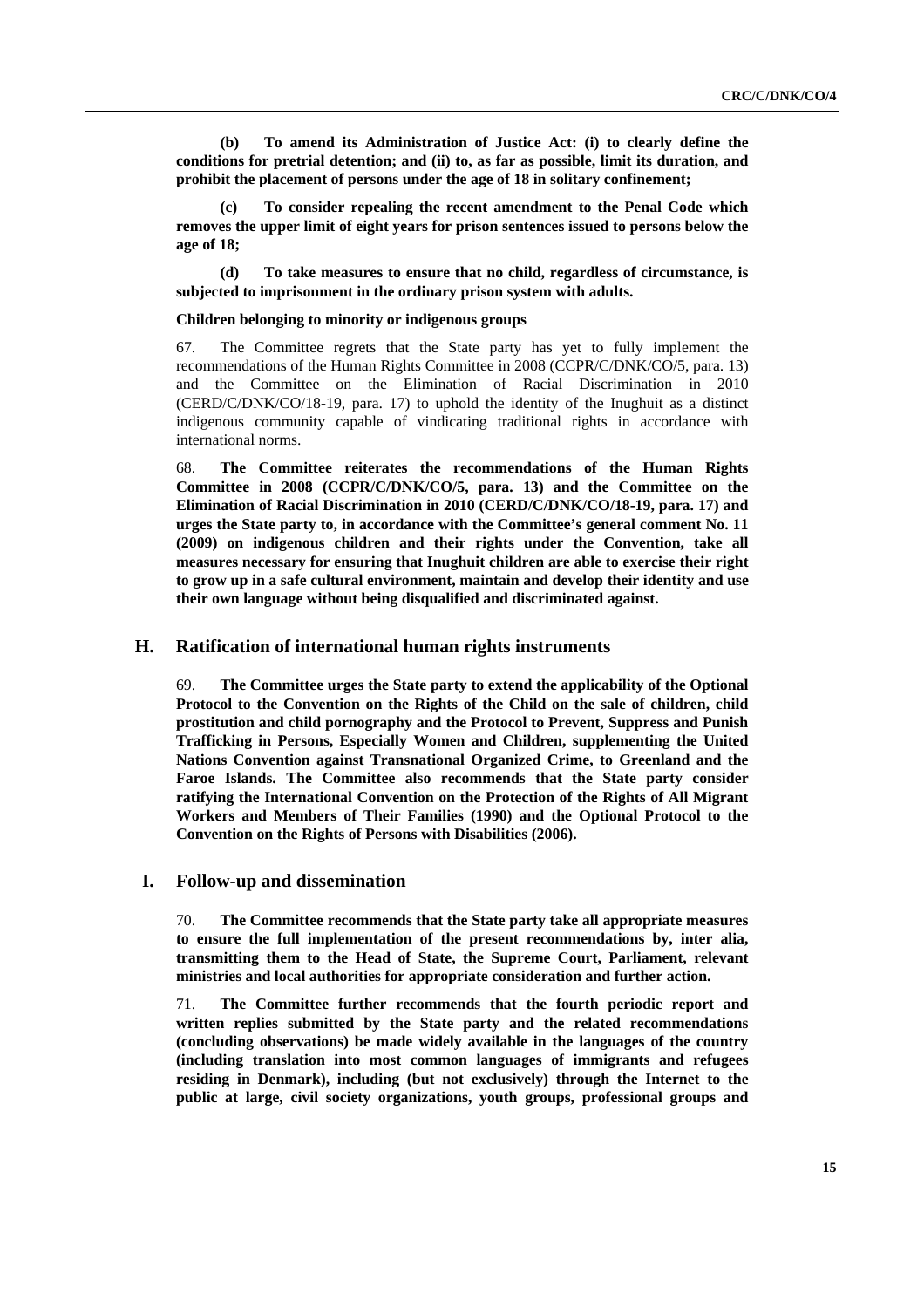**(b) To amend its Administration of Justice Act: (i) to clearly define the conditions for pretrial detention; and (ii) to, as far as possible, limit its duration, and prohibit the placement of persons under the age of 18 in solitary confinement;**

**(c) To consider repealing the recent amendment to the Penal Code which removes the upper limit of eight years for prison sentences issued to persons below the age of 18;**

**(d) To take measures to ensure that no child, regardless of circumstance, is subjected to imprisonment in the ordinary prison system with adults.**

#### Children belonging to minority or indigenous groups

67. The Committee regrets that the State party has yet to fully implement the recommendations of the Human Rights Committee in 2008 (CCPR/C/DNK/CO/5, para. 13) and the Committee on the Elimination of Racial Discrimination in 2010 (CERD/C/DNK/CO/18-19, para. 17) to uphold the identity of the Inughuit as a distinct indigenous community capable of vindicating traditional rights in accordance with international norms.

68. **The Committee reiterates the recommendations of the Human Rights Committee in 2008 (CCPR/C/DNK/CO/5, para. 13) and the Committee on the Elimination of Racial Discrimination in 2010 (CERD/C/DNK/CO/18-19, para. 17) and urges the State party to, in accordance with the Committee's general comment No. 11 (2009) on indigenous children and their rights under the Convention, take all measures necessary for ensuring that Inughuit children are able to exercise their right to grow up in a safe cultural environment, maintain and develop their identity and use their own language without being disqualified and discriminated against.**

## H. Ratification of international human rights instruments

69. **The Committee urges the State party to extend the applicability of the Optional Protocol to the Convention on the Rights of the Child on the sale of children, child prostitution and child pornography and the Protocol to Prevent, Suppress and Punish Trafficking in Persons, Especially Women and Children, supplementing the United Nations Convention against Transnational Organized Crime, to Greenland and the Faroe Islands. The Committee also recommends that the State party consider ratifying the International Convention on the Protection of the Rights of All Migrant Workers and Members of Their Families (1990) and the Optional Protocol to the Convention on the Rights of Persons with Disabilities (2006).**

## I. Follow-up and dissemination

70. **The Committee recommends that the State party take all appropriate measures to ensure the full implementation of the present recommendations by, inter alia, transmitting them to the Head of State, the Supreme Court, Parliament, relevant ministries and local authorities for appropriate consideration and further action.**

71. **The Committee further recommends that the fourth periodic report and written replies submitted by the State party and the related recommendations (concluding observations) be made widely available in the languages of the country (including translation into most common languages of immigrants and refugees residing in Denmark), including (but not exclusively) through the Internet to the public at large, civil society organizations, youth groups, professional groups and**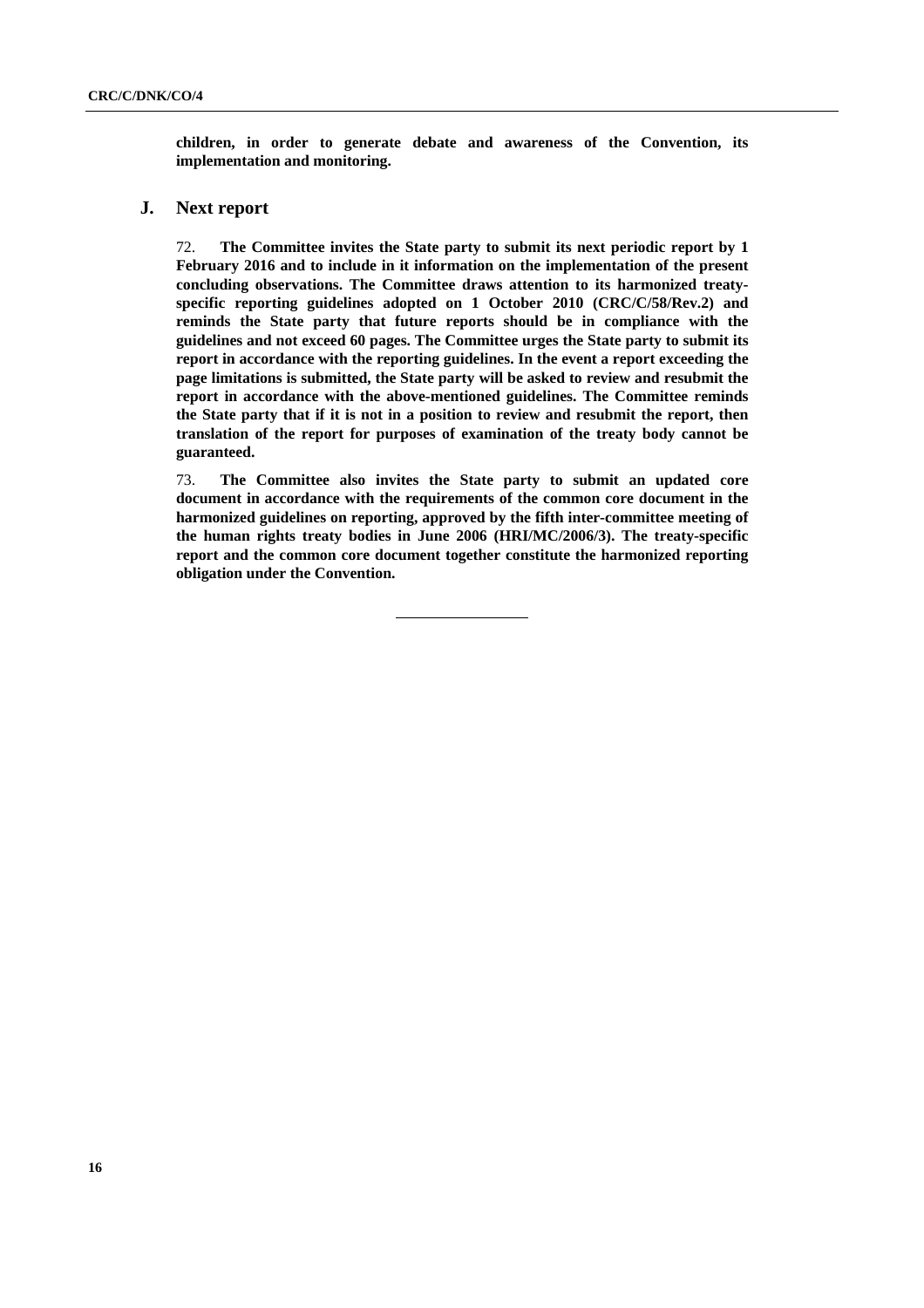**children, in order to generate debate and awareness of the Convention, its implementation and monitoring.**

## J. Next report

72. **The Committee invites the State party to submit its next periodic report by 1 February 2016 and to include in it information on the implementation of the present concluding observations. The Committee draws attention to its harmonized treaty-specific reporting guidelines adopted on 1 October 2010 (CRC/C/58/Rev.2) and reminds the State party that future reports should be in compliance with the guidelines and not exceed 60 pages. The Committee urges the State party to submit its report in accordance with the reporting guidelines. In the event a report exceeding the page limitations is submitted, the State party will be asked to review and resubmit the report in accordance with the above-mentioned guidelines. The Committee reminds the State party that if it is not in a position to review and resubmit the report, then translation of the report for purposes of examination of the treaty body cannot be guaranteed.**

73. **The Committee also invites the State party to submit an updated core document in accordance with the requirements of the common core document in the harmonized guidelines on reporting, approved by the fifth inter-committee meeting of the human rights treaty bodies in June 2006 (HRI/MC/2006/3). The treaty-specific report and the common core document together constitute the harmonized reporting obligation under the Convention.**